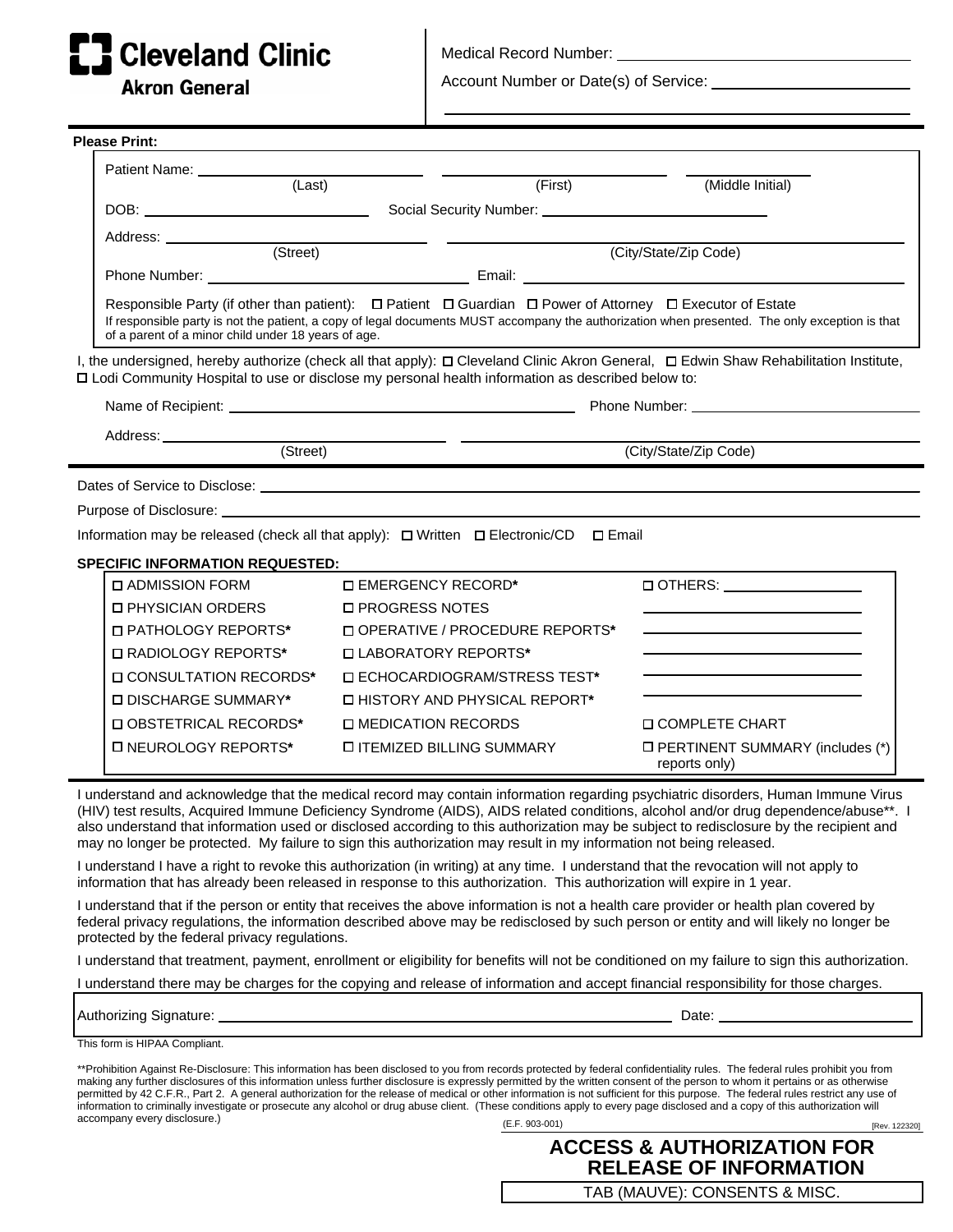**Cleveland Clinic**
**Akron General**

Medical Record Number: ______________________________

Account Number or Date(s) of Service: ______________________

______________________________________________

**Please Print:**

Patient Name: ____________________ ____________________ ______________
(Last) (First) (Middle Initial)

DOB: ______________________ Social Security Number: ______________________

Address: ____________________ ______________________________
(Street) (City/State/Zip Code)

Phone Number: ______________________ Email: ______________________________

Responsible Party (if other than patient): ☐ Patient ☐ Guardian ☐ Power of Attorney ☐ Executor of Estate
If responsible party is not the patient, a copy of legal documents MUST accompany the authorization when presented. The only exception is that of a parent of a minor child under 18 years of age.

I, the undersigned, hereby authorize (check all that apply): ☐ Cleveland Clinic Akron General, ☐ Edwin Shaw Rehabilitation Institute, ☐ Lodi Community Hospital to use or disclose my personal health information as described below to:

Name of Recipient: ______________________________ Phone Number: ______________________

Address: ____________________ ______________________________
(Street) (City/State/Zip Code)

Dates of Service to Disclose: ______________________________________________

Purpose of Disclosure: ______________________________________________

Information may be released (check all that apply): ☐ Written ☐ Electronic/CD ☐ Email

**SPECIFIC INFORMATION REQUESTED:**

| | | |
|---|---|---|
| ☐ ADMISSION FORM | ☐ EMERGENCY RECORD* | ☐ OTHERS: ______________ |
| ☐ PHYSICIAN ORDERS | ☐ PROGRESS NOTES | ______________ |
| ☐ PATHOLOGY REPORTS* | ☐ OPERATIVE / PROCEDURE REPORTS* | ______________ |
| ☐ RADIOLOGY REPORTS* | ☐ LABORATORY REPORTS* | ______________ |
| ☐ CONSULTATION RECORDS* | ☐ ECHOCARDIOGRAM/STRESS TEST* | ______________ |
| ☐ DISCHARGE SUMMARY* | ☐ HISTORY AND PHYSICAL REPORT* | ______________ |
| ☐ OBSTETRICAL RECORDS* | ☐ MEDICATION RECORDS | ☐ COMPLETE CHART |
| ☐ NEUROLOGY REPORTS* | ☐ ITEMIZED BILLING SUMMARY | ☐ PERTINENT SUMMARY (includes (*) reports only) |

I understand and acknowledge that the medical record may contain information regarding psychiatric disorders, Human Immune Virus (HIV) test results, Acquired Immune Deficiency Syndrome (AIDS), AIDS related conditions, alcohol and/or drug dependence/abuse**. I also understand that information used or disclosed according to this authorization may be subject to redisclosure by the recipient and may no longer be protected. My failure to sign this authorization may result in my information not being released.

I understand I have a right to revoke this authorization (in writing) at any time. I understand that the revocation will not apply to information that has already been released in response to this authorization. This authorization will expire in 1 year.

I understand that if the person or entity that receives the above information is not a health care provider or health plan covered by federal privacy regulations, the information described above may be redisclosed by such person or entity and will likely no longer be protected by the federal privacy regulations.

I understand that treatment, payment, enrollment or eligibility for benefits will not be conditioned on my failure to sign this authorization.

I understand there may be charges for the copying and release of information and accept financial responsibility for those charges.

Authorizing Signature: ______________________________________ Date: ______________________

This form is HIPAA Compliant.

**Prohibition Against Re-Disclosure: This information has been disclosed to you from records protected by federal confidentiality rules. The federal rules prohibit you from making any further disclosures of this information unless further disclosure is expressly permitted by the written consent of the person to whom it pertains or as otherwise permitted by 42 C.F.R., Part 2. A general authorization for the release of medical or other information is not sufficient for this purpose. The federal rules restrict any use of information to criminally investigate or prosecute any alcohol or drug abuse client. (These conditions apply to every page disclosed and a copy of this authorization will accompany every disclosure.)

(E.F. 903-001) [Rev. 122320]

**ACCESS & AUTHORIZATION FOR RELEASE OF INFORMATION**

TAB (MAUVE): CONSENTS & MISC.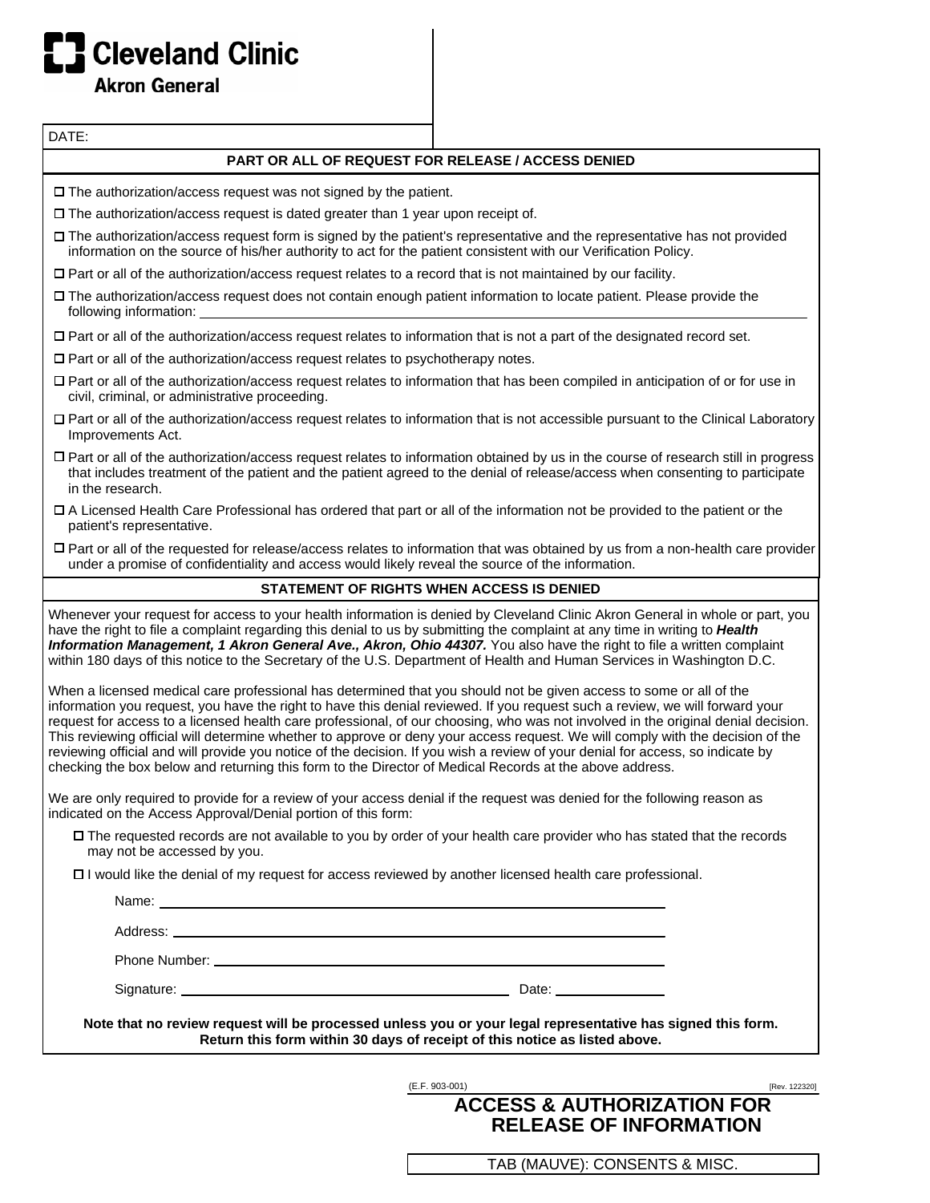**Cleveland Clinic**
**Akron General**

DATE:

## PART OR ALL OF REQUEST FOR RELEASE / ACCESS DENIED

- ☐ The authorization/access request was not signed by the patient.
- ☐ The authorization/access request is dated greater than 1 year upon receipt of.
- ☐ The authorization/access request form is signed by the patient's representative and the representative has not provided information on the source of his/her authority to act for the patient consistent with our Verification Policy.
- ☐ Part or all of the authorization/access request relates to a record that is not maintained by our facility.
- ☐ The authorization/access request does not contain enough patient information to locate patient. Please provide the following information: ______________________________
- ☐ Part or all of the authorization/access request relates to information that is not a part of the designated record set.
- ☐ Part or all of the authorization/access request relates to psychotherapy notes.
- ☐ Part or all of the authorization/access request relates to information that has been compiled in anticipation of or for use in civil, criminal, or administrative proceeding.
- ☐ Part or all of the authorization/access request relates to information that is not accessible pursuant to the Clinical Laboratory Improvements Act.
- ☐ Part or all of the authorization/access request relates to information obtained by us in the course of research still in progress that includes treatment of the patient and the patient agreed to the denial of release/access when consenting to participate in the research.
- ☐ A Licensed Health Care Professional has ordered that part or all of the information not be provided to the patient or the patient's representative.
- ☐ Part or all of the requested for release/access relates to information that was obtained by us from a non-health care provider under a promise of confidentiality and access would likely reveal the source of the information.

## STATEMENT OF RIGHTS WHEN ACCESS IS DENIED

Whenever your request for access to your health information is denied by Cleveland Clinic Akron General in whole or part, you have the right to file a complaint regarding this denial to us by submitting the complaint at any time in writing to ***Health Information Management, 1 Akron General Ave., Akron, Ohio 44307.*** You also have the right to file a written complaint within 180 days of this notice to the Secretary of the U.S. Department of Health and Human Services in Washington D.C.

When a licensed medical care professional has determined that you should not be given access to some or all of the information you request, you have the right to have this denial reviewed. If you request such a review, we will forward your request for access to a licensed health care professional, of our choosing, who was not involved in the original denial decision. This reviewing official will determine whether to approve or deny your access request. We will comply with the decision of the reviewing official and will provide you notice of the decision. If you wish a review of your denial for access, so indicate by checking the box below and returning this form to the Director of Medical Records at the above address.

We are only required to provide for a review of your access denial if the request was denied for the following reason as indicated on the Access Approval/Denial portion of this form:

- ☐ The requested records are not available to you by order of your health care provider who has stated that the records may not be accessed by you.
- ☐ I would like the denial of my request for access reviewed by another licensed health care professional.

Name: ______________________________

Address: ______________________________

Phone Number: ______________________________

Signature: ______________________________ Date: ______________

**Note that no review request will be processed unless you or your legal representative has signed this form. Return this form within 30 days of receipt of this notice as listed above.**

(E.F. 903-001) [Rev. 122320]

**ACCESS & AUTHORIZATION FOR RELEASE OF INFORMATION**

TAB (MAUVE): CONSENTS & MISC.